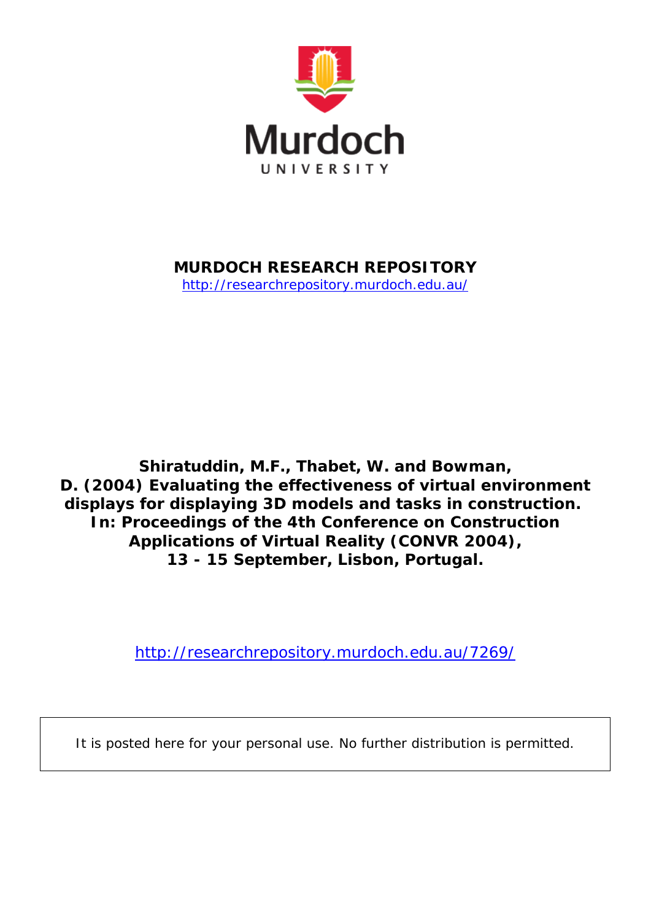Murdoch UNIVERSITY

**MURDOCH RESEARCH REPOSITORY**

http://researchrepository.murdoch.edu.au/

**Shiratuddin, M.F., Thabet, W. and Bowman, D. (2004) Evaluating the effectiveness of virtual environment displays for displaying 3D models and tasks in construction. In: Proceedings of the 4th Conference on Construction Applications of Virtual Reality (CONVR 2004), 13 - 15 September, Lisbon, Portugal.**

http://researchrepository.murdoch.edu.au/7269/

It is posted here for your personal use. No further distribution is permitted.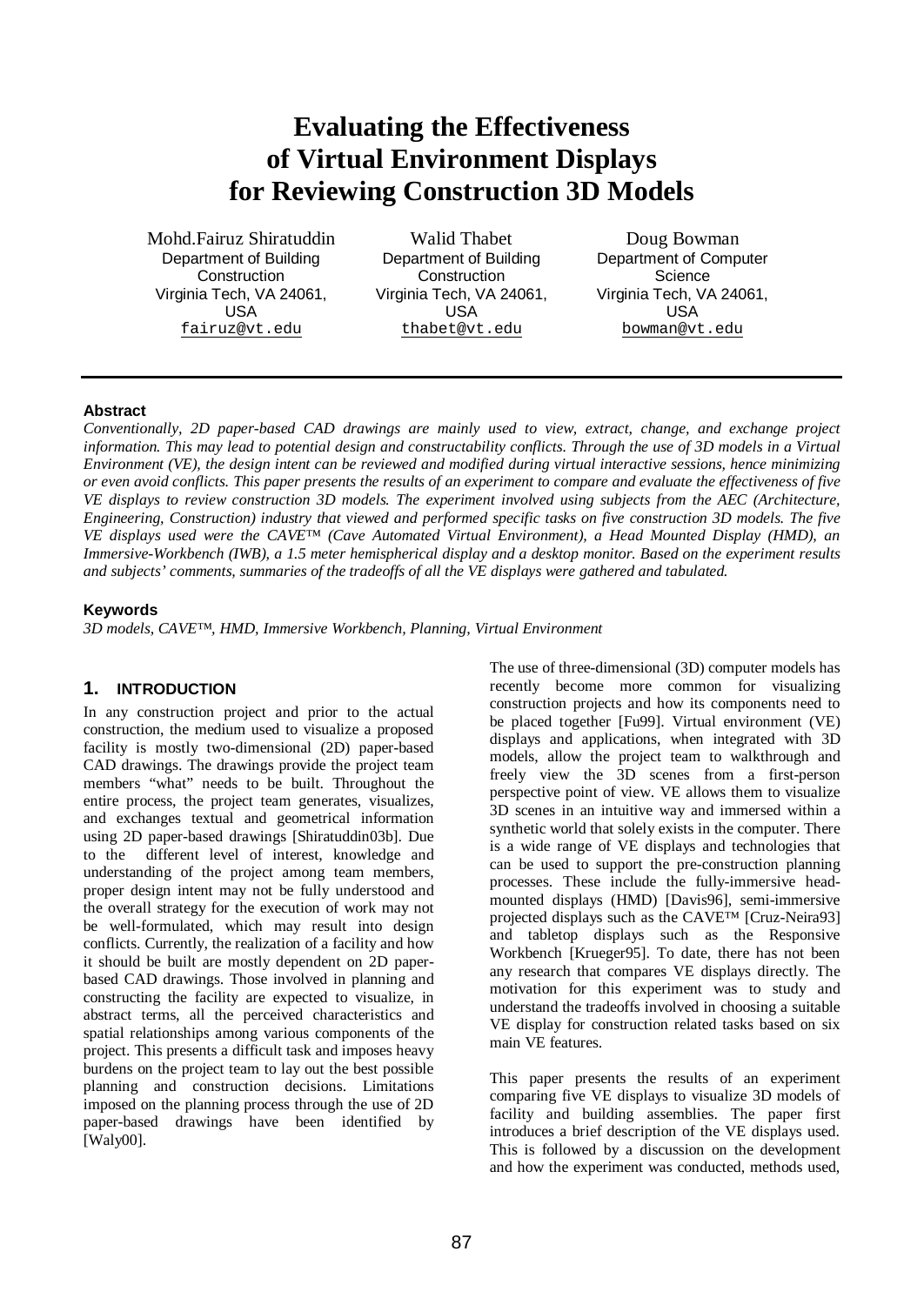#  Evaluating the Effectiveness of Virtual Environment Displays for Reviewing Construction 3D Models

Mohd.Fairuz Shiratuddin
Department of Building Construction
Virginia Tech, VA 24061, USA
fairuz@vt.edu

Walid Thabet
Department of Building Construction
Virginia Tech, VA 24061, USA
thabet@vt.edu

Doug Bowman
Department of Computer Science
Virginia Tech, VA 24061, USA
bowman@vt.edu

### Abstract

*Conventionally, 2D paper-based CAD drawings are mainly used to view, extract, change, and exchange project information. This may lead to potential design and constructability conflicts. Through the use of 3D models in a Virtual Environment (VE), the design intent can be reviewed and modified during virtual interactive sessions, hence minimizing or even avoid conflicts. This paper presents the results of an experiment to compare and evaluate the effectiveness of five VE displays to review construction 3D models. The experiment involved using subjects from the AEC (Architecture, Engineering, Construction) industry that viewed and performed specific tasks on five construction 3D models. The five VE displays used were the CAVE™ (Cave Automated Virtual Environment), a Head Mounted Display (HMD), an Immersive-Workbench (IWB), a 1.5 meter hemispherical display and a desktop monitor. Based on the experiment results and subjects' comments, summaries of the tradeoffs of all the VE displays were gathered and tabulated.*

### Keywords

*3D models, CAVE™, HMD, Immersive Workbench, Planning, Virtual Environment*

## 1. INTRODUCTION

In any construction project and prior to the actual construction, the medium used to visualize a proposed facility is mostly two-dimensional (2D) paper-based CAD drawings. The drawings provide the project team members "what" needs to be built. Throughout the entire process, the project team generates, visualizes, and exchanges textual and geometrical information using 2D paper-based drawings [Shiratuddin03b]. Due to the different level of interest, knowledge and understanding of the project among team members, proper design intent may not be fully understood and the overall strategy for the execution of work may not be well-formulated, which may result into design conflicts. Currently, the realization of a facility and how it should be built are mostly dependent on 2D paper-based CAD drawings. Those involved in planning and constructing the facility are expected to visualize, in abstract terms, all the perceived characteristics and spatial relationships among various components of the project. This presents a difficult task and imposes heavy burdens on the project team to lay out the best possible planning and construction decisions. Limitations imposed on the planning process through the use of 2D paper-based drawings have been identified by [Waly00].

The use of three-dimensional (3D) computer models has recently become more common for visualizing construction projects and how its components need to be placed together [Fu99]. Virtual environment (VE) displays and applications, when integrated with 3D models, allow the project team to walkthrough and freely view the 3D scenes from a first-person perspective point of view. VE allows them to visualize 3D scenes in an intuitive way and immersed within a synthetic world that solely exists in the computer. There is a wide range of VE displays and technologies that can be used to support the pre-construction planning processes. These include the fully-immersive head-mounted displays (HMD) [Davis96], semi-immersive projected displays such as the CAVE™ [Cruz-Neira93] and tabletop displays such as the Responsive Workbench [Krueger95]. To date, there has not been any research that compares VE displays directly. The motivation for this experiment was to study and understand the tradeoffs involved in choosing a suitable VE display for construction related tasks based on six main VE features.

This paper presents the results of an experiment comparing five VE displays to visualize 3D models of facility and building assemblies. The paper first introduces a brief description of the VE displays used. This is followed by a discussion on the development and how the experiment was conducted, methods used,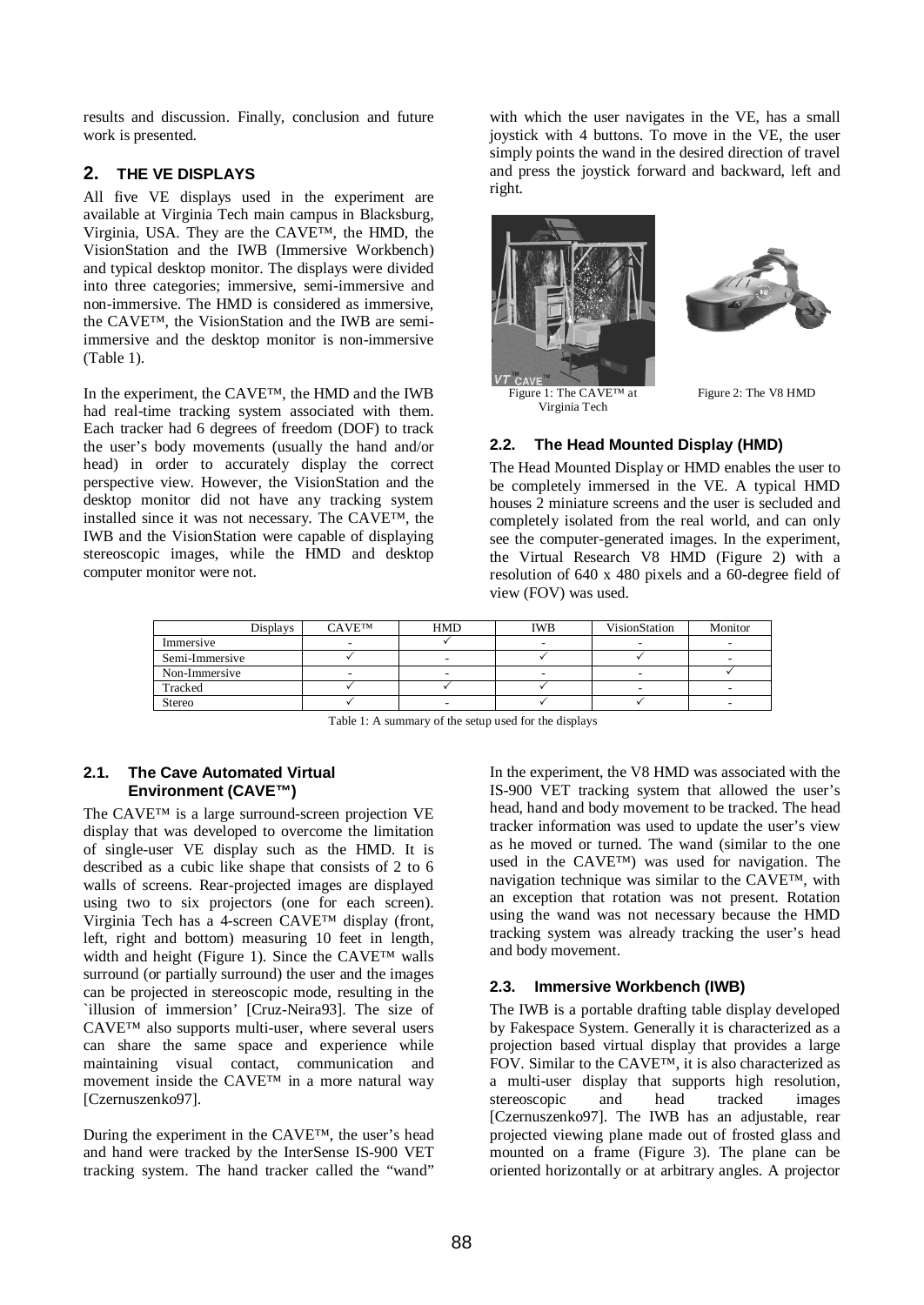results and discussion. Finally, conclusion and future work is presented.

## 2. THE VE DISPLAYS

All five VE displays used in the experiment are available at Virginia Tech main campus in Blacksburg, Virginia, USA. They are the CAVE™, the HMD, the VisionStation and the IWB (Immersive Workbench) and typical desktop monitor. The displays were divided into three categories; immersive, semi-immersive and non-immersive. The HMD is considered as immersive, the CAVE™, the VisionStation and the IWB are semi-immersive and the desktop monitor is non-immersive (Table 1).

In the experiment, the CAVE™, the HMD and the IWB had real-time tracking system associated with them. Each tracker had 6 degrees of freedom (DOF) to track the user's body movements (usually the hand and/or head) in order to accurately display the correct perspective view. However, the VisionStation and the desktop monitor did not have any tracking system installed since it was not necessary. The CAVE™, the IWB and the VisionStation were capable of displaying stereoscopic images, while the HMD and desktop computer monitor were not.

| Displays | CAVE™ | HMD | IWB | VisionStation | Monitor |
|---|---|---|---|---|---|
| Immersive | - | ✓ | - | - | - |
| Semi-Immersive | ✓ | - | ✓ | ✓ | - |
| Non-Immersive | - | - | - | - | ✓ |
| Tracked | ✓ | ✓ | ✓ | - | - |
| Stereo | ✓ | - | ✓ | ✓ | - |

Table 1: A summary of the setup used for the displays

### 2.1. The Cave Automated Virtual Environment (CAVE™)

The CAVE™ is a large surround-screen projection VE display that was developed to overcome the limitation of single-user VE display such as the HMD. It is described as a cubic like shape that consists of 2 to 6 walls of screens. Rear-projected images are displayed using two to six projectors (one for each screen). Virginia Tech has a 4-screen CAVE™ display (front, left, right and bottom) measuring 10 feet in length, width and height (Figure 1). Since the CAVE™ walls surround (or partially surround) the user and the images can be projected in stereoscopic mode, resulting in the `illusion of immersion' [Cruz-Neira93]. The size of CAVE™ also supports multi-user, where several users can share the same space and experience while maintaining visual contact, communication and movement inside the CAVE™ in a more natural way [Czernuszenko97].

During the experiment in the CAVE™, the user's head and hand were tracked by the InterSense IS-900 VET tracking system. The hand tracker called the "wand" with which the user navigates in the VE, has a small joystick with 4 buttons. To move in the VE, the user simply points the wand in the desired direction of travel and press the joystick forward and backward, left and right.

Figure 1: The CAVE™ at Virginia Tech

Figure 2: The V8 HMD

### 2.2. The Head Mounted Display (HMD)

The Head Mounted Display or HMD enables the user to be completely immersed in the VE. A typical HMD houses 2 miniature screens and the user is secluded and completely isolated from the real world, and can only see the computer-generated images. In the experiment, the Virtual Research V8 HMD (Figure 2) with a resolution of 640 x 480 pixels and a 60-degree field of view (FOV) was used.

In the experiment, the V8 HMD was associated with the IS-900 VET tracking system that allowed the user's head, hand and body movement to be tracked. The head tracker information was used to update the user's view as he moved or turned. The wand (similar to the one used in the CAVE™) was used for navigation. The navigation technique was similar to the CAVE™, with an exception that rotation was not present. Rotation using the wand was not necessary because the HMD tracking system was already tracking the user's head and body movement.

### 2.3. Immersive Workbench (IWB)

The IWB is a portable drafting table display developed by Fakespace System. Generally it is characterized as a projection based virtual display that provides a large FOV. Similar to the CAVE™, it is also characterized as a multi-user display that supports high resolution, stereoscopic and head tracked images [Czernuszenko97]. The IWB has an adjustable, rear projected viewing plane made out of frosted glass and mounted on a frame (Figure 3). The plane can be oriented horizontally or at arbitrary angles. A projector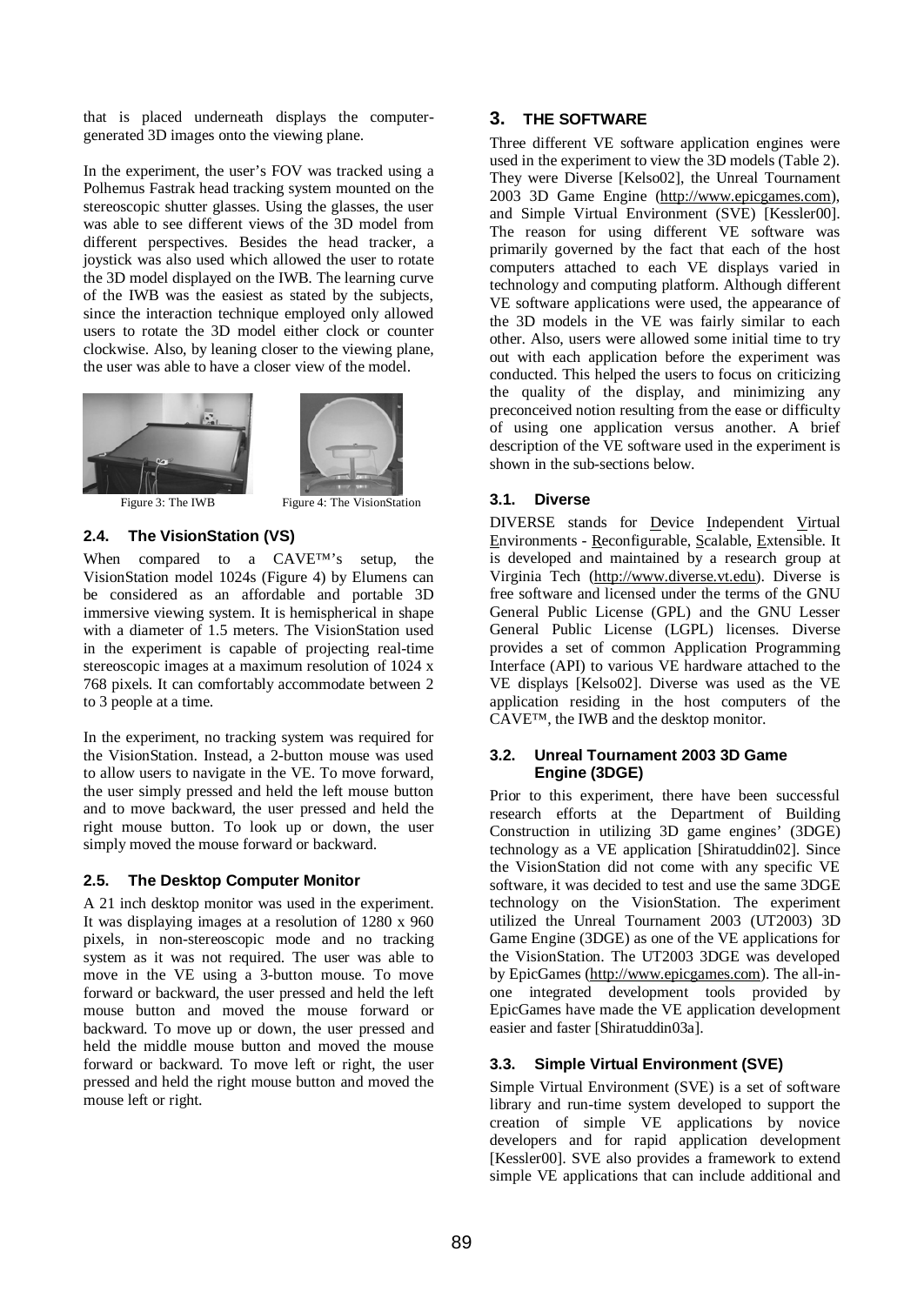that is placed underneath displays the computer-generated 3D images onto the viewing plane.

In the experiment, the user's FOV was tracked using a Polhemus Fastrak head tracking system mounted on the stereoscopic shutter glasses. Using the glasses, the user was able to see different views of the 3D model from different perspectives. Besides the head tracker, a joystick was also used which allowed the user to rotate the 3D model displayed on the IWB. The learning curve of the IWB was the easiest as stated by the subjects, since the interaction technique employed only allowed users to rotate the 3D model either clock or counter clockwise. Also, by leaning closer to the viewing plane, the user was able to have a closer view of the model.

Figure 3: The IWB

Figure 4: The VisionStation

### 2.4. The VisionStation (VS)

When compared to a CAVE™'s setup, the VisionStation model 1024s (Figure 4) by Elumens can be considered as an affordable and portable 3D immersive viewing system. It is hemispherical in shape with a diameter of 1.5 meters. The VisionStation used in the experiment is capable of projecting real-time stereoscopic images at a maximum resolution of 1024 x 768 pixels. It can comfortably accommodate between 2 to 3 people at a time.

In the experiment, no tracking system was required for the VisionStation. Instead, a 2-button mouse was used to allow users to navigate in the VE. To move forward, the user simply pressed and held the left mouse button and to move backward, the user pressed and held the right mouse button. To look up or down, the user simply moved the mouse forward or backward.

### 2.5. The Desktop Computer Monitor

A 21 inch desktop monitor was used in the experiment. It was displaying images at a resolution of 1280 x 960 pixels, in non-stereoscopic mode and no tracking system as it was not required. The user was able to move in the VE using a 3-button mouse. To move forward or backward, the user pressed and held the left mouse button and moved the mouse forward or backward. To move up or down, the user pressed and held the middle mouse button and moved the mouse forward or backward. To move left or right, the user pressed and held the right mouse button and moved the mouse left or right.

## 3. THE SOFTWARE

Three different VE software application engines were used in the experiment to view the 3D models (Table 2). They were Diverse [Kelso02], the Unreal Tournament 2003 3D Game Engine (http://www.epicgames.com), and Simple Virtual Environment (SVE) [Kessler00]. The reason for using different VE software was primarily governed by the fact that each of the host computers attached to each VE displays varied in technology and computing platform. Although different VE software applications were used, the appearance of the 3D models in the VE was fairly similar to each other. Also, users were allowed some initial time to try out with each application before the experiment was conducted. This helped the users to focus on criticizing the quality of the display, and minimizing any preconceived notion resulting from the ease or difficulty of using one application versus another. A brief description of the VE software used in the experiment is shown in the sub-sections below.

### 3.1. Diverse

DIVERSE stands for Device Independent Virtual Environments - Reconfigurable, Scalable, Extensible. It is developed and maintained by a research group at Virginia Tech (http://www.diverse.vt.edu). Diverse is free software and licensed under the terms of the GNU General Public License (GPL) and the GNU Lesser General Public License (LGPL) licenses. Diverse provides a set of common Application Programming Interface (API) to various VE hardware attached to the VE displays [Kelso02]. Diverse was used as the VE application residing in the host computers of the CAVE™, the IWB and the desktop monitor.

### 3.2. Unreal Tournament 2003 3D Game Engine (3DGE)

Prior to this experiment, there have been successful research efforts at the Department of Building Construction in utilizing 3D game engines' (3DGE) technology as a VE application [Shiratuddin02]. Since the VisionStation did not come with any specific VE software, it was decided to test and use the same 3DGE technology on the VisionStation. The experiment utilized the Unreal Tournament 2003 (UT2003) 3D Game Engine (3DGE) as one of the VE applications for the VisionStation. The UT2003 3DGE was developed by EpicGames (http://www.epicgames.com). The all-in-one integrated development tools provided by EpicGames have made the VE application development easier and faster [Shiratuddin03a].

### 3.3. Simple Virtual Environment (SVE)

Simple Virtual Environment (SVE) is a set of software library and run-time system developed to support the creation of simple VE applications by novice developers and for rapid application development [Kessler00]. SVE also provides a framework to extend simple VE applications that can include additional and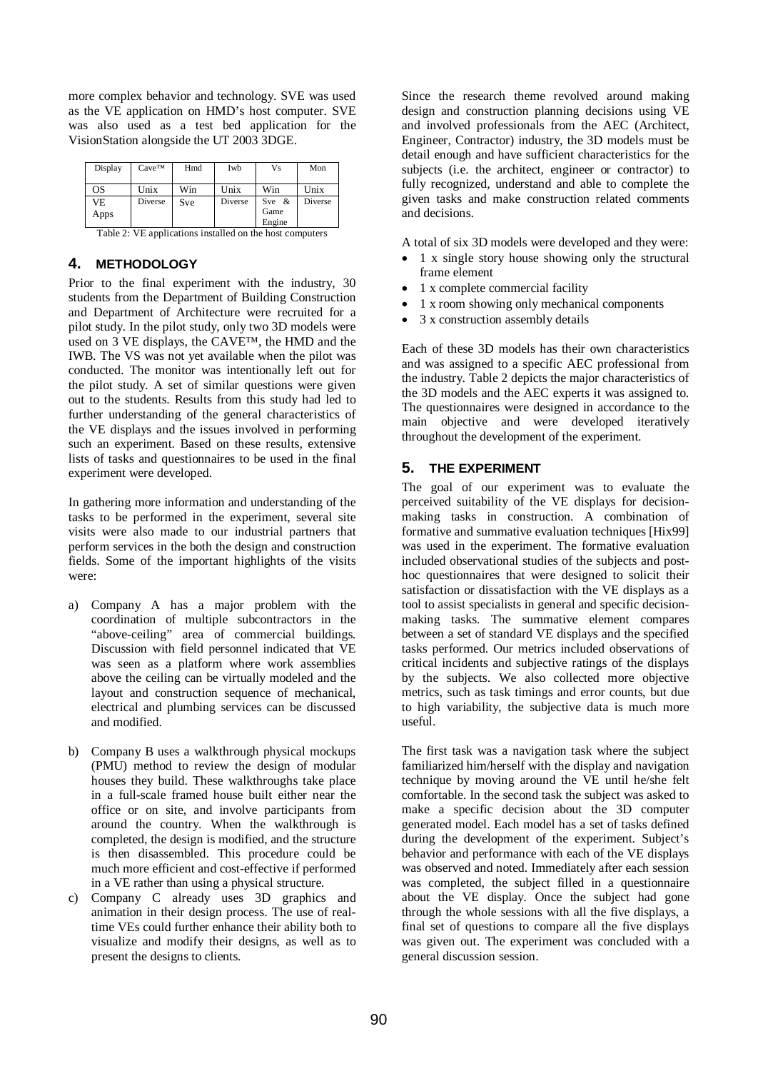more complex behavior and technology. SVE was used as the VE application on HMD's host computer. SVE was also used as a test bed application for the VisionStation alongside the UT 2003 3DGE.

| Display | Cave™ | Hmd | Iwb | Vs | Mon |
|---|---|---|---|---|---|
| OS | Unix | Win | Unix | Win | Unix |
| VE Apps | Diverse | Sve | Diverse | Sve & Game Engine | Diverse |

Table 2: VE applications installed on the host computers

## 4. METHODOLOGY

Prior to the final experiment with the industry, 30 students from the Department of Building Construction and Department of Architecture were recruited for a pilot study. In the pilot study, only two 3D models were used on 3 VE displays, the CAVE™, the HMD and the IWB. The VS was not yet available when the pilot was conducted. The monitor was intentionally left out for the pilot study. A set of similar questions were given out to the students. Results from this study had led to further understanding of the general characteristics of the VE displays and the issues involved in performing such an experiment. Based on these results, extensive lists of tasks and questionnaires to be used in the final experiment were developed.

In gathering more information and understanding of the tasks to be performed in the experiment, several site visits were also made to our industrial partners that perform services in the both the design and construction fields. Some of the important highlights of the visits were:

a) Company A has a major problem with the coordination of multiple subcontractors in the "above-ceiling" area of commercial buildings. Discussion with field personnel indicated that VE was seen as a platform where work assemblies above the ceiling can be virtually modeled and the layout and construction sequence of mechanical, electrical and plumbing services can be discussed and modified.

b) Company B uses a walkthrough physical mockups (PMU) method to review the design of modular houses they build. These walkthroughs take place in a full-scale framed house built either near the office or on site, and involve participants from around the country. When the walkthrough is completed, the design is modified, and the structure is then disassembled. This procedure could be much more efficient and cost-effective if performed in a VE rather than using a physical structure.

c) Company C already uses 3D graphics and animation in their design process. The use of real-time VEs could further enhance their ability both to visualize and modify their designs, as well as to present the designs to clients.

Since the research theme revolved around making design and construction planning decisions using VE and involved professionals from the AEC (Architect, Engineer, Contractor) industry, the 3D models must be detail enough and have sufficient characteristics for the subjects (i.e. the architect, engineer or contractor) to fully recognized, understand and able to complete the given tasks and make construction related comments and decisions.

A total of six 3D models were developed and they were:

- 1 x single story house showing only the structural frame element
- 1 x complete commercial facility
- 1 x room showing only mechanical components
- 3 x construction assembly details

Each of these 3D models has their own characteristics and was assigned to a specific AEC professional from the industry. Table 2 depicts the major characteristics of the 3D models and the AEC experts it was assigned to. The questionnaires were designed in accordance to the main objective and were developed iteratively throughout the development of the experiment.

## 5. THE EXPERIMENT

The goal of our experiment was to evaluate the perceived suitability of the VE displays for decision-making tasks in construction. A combination of formative and summative evaluation techniques [Hix99] was used in the experiment. The formative evaluation included observational studies of the subjects and post-hoc questionnaires that were designed to solicit their satisfaction or dissatisfaction with the VE displays as a tool to assist specialists in general and specific decision-making tasks. The summative element compares between a set of standard VE displays and the specified tasks performed. Our metrics included observations of critical incidents and subjective ratings of the displays by the subjects. We also collected more objective metrics, such as task timings and error counts, but due to high variability, the subjective data is much more useful.

The first task was a navigation task where the subject familiarized him/herself with the display and navigation technique by moving around the VE until he/she felt comfortable. In the second task the subject was asked to make a specific decision about the 3D computer generated model. Each model has a set of tasks defined during the development of the experiment. Subject's behavior and performance with each of the VE displays was observed and noted. Immediately after each session was completed, the subject filled in a questionnaire about the VE display. Once the subject had gone through the whole sessions with all the five displays, a final set of questions to compare all the five displays was given out. The experiment was concluded with a general discussion session.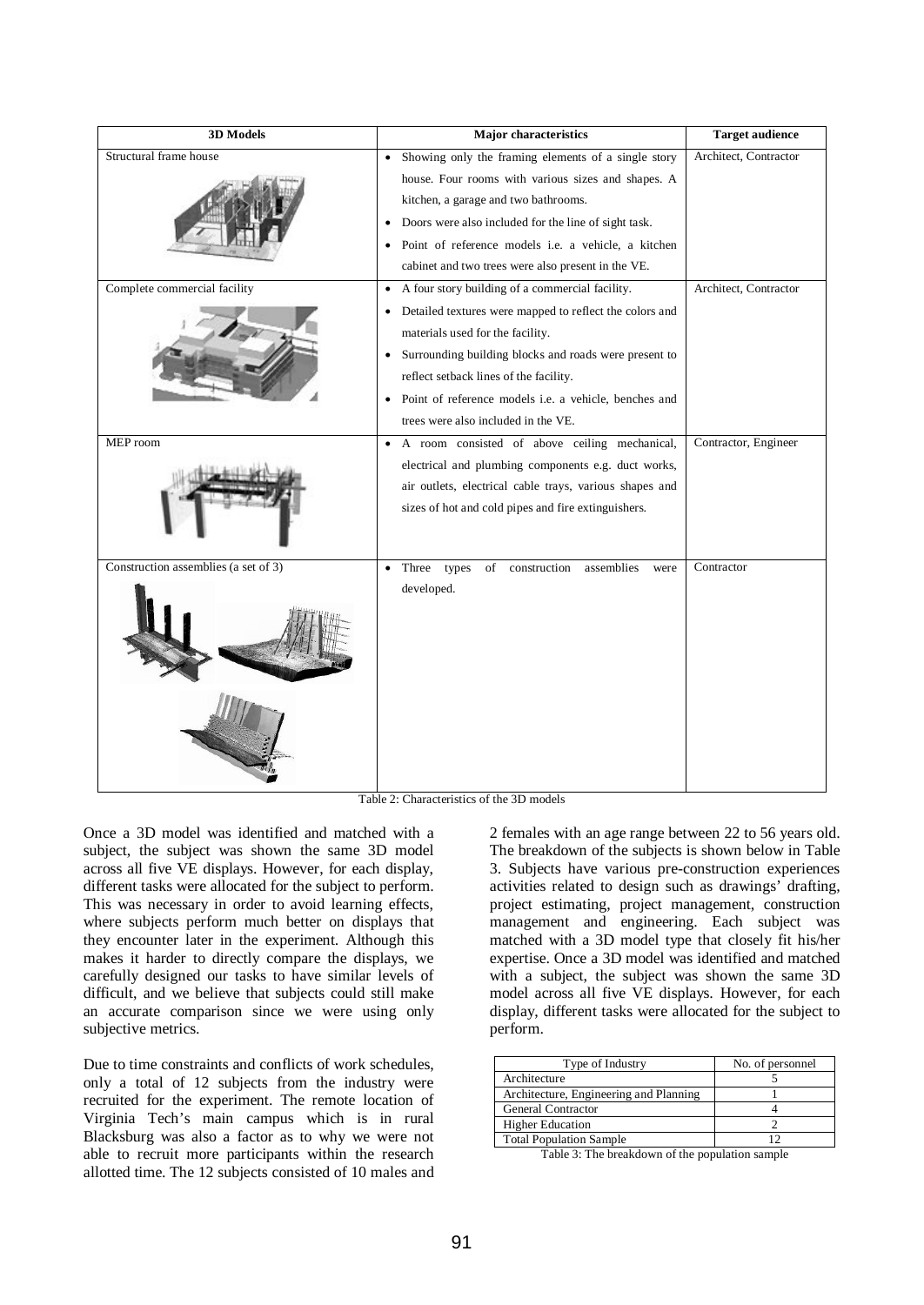| 3D Models | Major characteristics | Target audience |
|---|---|---|
| Structural frame house | • Showing only the framing elements of a single story house. Four rooms with various sizes and shapes. A kitchen, a garage and two bathrooms.<br>• Doors were also included for the line of sight task.<br>• Point of reference models i.e. a vehicle, a kitchen cabinet and two trees were also present in the VE. | Architect, Contractor |
| Complete commercial facility | • A four story building of a commercial facility.<br>• Detailed textures were mapped to reflect the colors and materials used for the facility.<br>• Surrounding building blocks and roads were present to reflect setback lines of the facility.<br>• Point of reference models i.e. a vehicle, benches and trees were also included in the VE. | Architect, Contractor |
| MEP room | • A room consisted of above ceiling mechanical, electrical and plumbing components e.g. duct works, air outlets, electrical cable trays, various shapes and sizes of hot and cold pipes and fire extinguishers. | Contractor, Engineer |
| Construction assemblies (a set of 3) | • Three types of construction assemblies were developed. | Contractor |

Table 2: Characteristics of the 3D models

Once a 3D model was identified and matched with a subject, the subject was shown the same 3D model across all five VE displays. However, for each display, different tasks were allocated for the subject to perform. This was necessary in order to avoid learning effects, where subjects perform much better on displays that they encounter later in the experiment. Although this makes it harder to directly compare the displays, we carefully designed our tasks to have similar levels of difficult, and we believe that subjects could still make an accurate comparison since we were using only subjective metrics.

Due to time constraints and conflicts of work schedules, only a total of 12 subjects from the industry were recruited for the experiment. The remote location of Virginia Tech's main campus which is in rural Blacksburg was also a factor as to why we were not able to recruit more participants within the research allotted time. The 12 subjects consisted of 10 males and 2 females with an age range between 22 to 56 years old. The breakdown of the subjects is shown below in Table 3. Subjects have various pre-construction experiences activities related to design such as drawings' drafting, project estimating, project management, construction management and engineering. Each subject was matched with a 3D model type that closely fit his/her expertise. Once a 3D model was identified and matched with a subject, the subject was shown the same 3D model across all five VE displays. However, for each display, different tasks were allocated for the subject to perform.

| Type of Industry | No. of personnel |
|---|---|
| Architecture | 5 |
| Architecture, Engineering and Planning | 1 |
| General Contractor | 4 |
| Higher Education | 2 |
| Total Population Sample | 12 |

Table 3: The breakdown of the population sample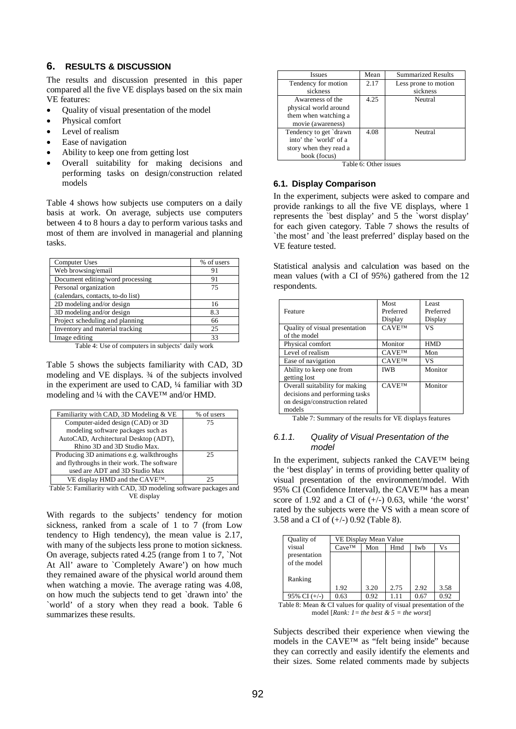## 6. RESULTS & DISCUSSION

The results and discussion presented in this paper compared all the five VE displays based on the six main VE features:

- Quality of visual presentation of the model
- Physical comfort
- Level of realism
- Ease of navigation
- Ability to keep one from getting lost
- Overall suitability for making decisions and performing tasks on design/construction related models

Table 4 shows how subjects use computers on a daily basis at work. On average, subjects use computers between 4 to 8 hours a day to perform various tasks and most of them are involved in managerial and planning tasks.

| Computer Uses | % of users |
|---|---|
| Web browsing/email | 91 |
| Document editing/word processing | 91 |
| Personal organization (calendars, contacts, to-do list) | 75 |
| 2D modeling and/or design | 16 |
| 3D modeling and/or design | 8.3 |
| Project scheduling and planning | 66 |
| Inventory and material tracking | 25 |
| Image editing | 33 |

Table 4: Use of computers in subjects' daily work

Table 5 shows the subjects familiarity with CAD, 3D modeling and VE displays. ¾ of the subjects involved in the experiment are used to CAD, ¼ familiar with 3D modeling and ¼ with the CAVE™ and/or HMD.

| Familiarity with CAD, 3D Modeling & VE | % of users |
|---|---|
| Computer-aided design (CAD) or 3D modeling software packages such as AutoCAD, Architectural Desktop (ADT), Rhino 3D and 3D Studio Max. | 75 |
| Producing 3D animations e.g. walkthroughs and flythroughs in their work. The software used are ADT and 3D Studio Max | 25 |
| VE display HMD and the CAVE™. | 25 |

Table 5: Familiarity with CAD, 3D modeling software packages and VE display

With regards to the subjects' tendency for motion sickness, ranked from a scale of 1 to 7 (from Low tendency to High tendency), the mean value is 2.17, with many of the subjects less prone to motion sickness. On average, subjects rated 4.25 (range from 1 to 7, `Not At All' aware to `Completely Aware') on how much they remained aware of the physical world around them when watching a movie. The average rating was 4.08, on how much the subjects tend to get `drawn into' the `world' of a story when they read a book. Table 6 summarizes these results.

| Issues | Mean | Summarized Results |
|---|---|---|
| Tendency for motion sickness | 2.17 | Less prone to motion sickness |
| Awareness of the physical world around them when watching a movie (awareness) | 4.25 | Neutral |
| Tendency to get `drawn into' the `world' of a story when they read a book (focus) | 4.08 | Neutral |

Table 6: Other issues

### 6.1. Display Comparison

In the experiment, subjects were asked to compare and provide rankings to all the five VE displays, where 1 represents the `best display' and 5 the `worst display' for each given category. Table 7 shows the results of `the most' and `the least preferred' display based on the VE feature tested.

Statistical analysis and calculation was based on the mean values (with a CI of 95%) gathered from the 12 respondents.

| Feature | Most Preferred Display | Least Preferred Display |
|---|---|---|
| Quality of visual presentation of the model | CAVE™ | VS |
| Physical comfort | Monitor | HMD |
| Level of realism | CAVE™ | Mon |
| Ease of navigation | CAVE™ | VS |
| Ability to keep one from getting lost | IWB | Monitor |
| Overall suitability for making decisions and performing tasks on design/construction related models | CAVE™ | Monitor |

Table 7: Summary of the results for VE displays features

#### 6.1.1. *Quality of Visual Presentation of the model*

In the experiment, subjects ranked the CAVE™ being the 'best display' in terms of providing better quality of visual presentation of the environment/model. With 95% CI (Confidence Interval), the CAVE™ has a mean score of 1.92 and a CI of (+/-) 0.63, while 'the worst' rated by the subjects were the VS with a mean score of 3.58 and a CI of (+/-) 0.92 (Table 8).

| Quality of visual presentation of the model | VE Display Mean Value | | | | |
|---|---|---|---|---|---|
| | Cave™ | Mon | Hmd | Iwb | Vs |
| Ranking | 1.92 | 3.20 | 2.75 | 2.92 | 3.58 |
| 95% CI (+/-) | 0.63 | 0.92 | 1.11 | 0.67 | 0.92 |

Table 8: Mean & CI values for quality of visual presentation of the model [*Rank: 1= the best & 5 = the worst*]

Subjects described their experience when viewing the models in the CAVE™ as "felt being inside" because they can correctly and easily identify the elements and their sizes. Some related comments made by subjects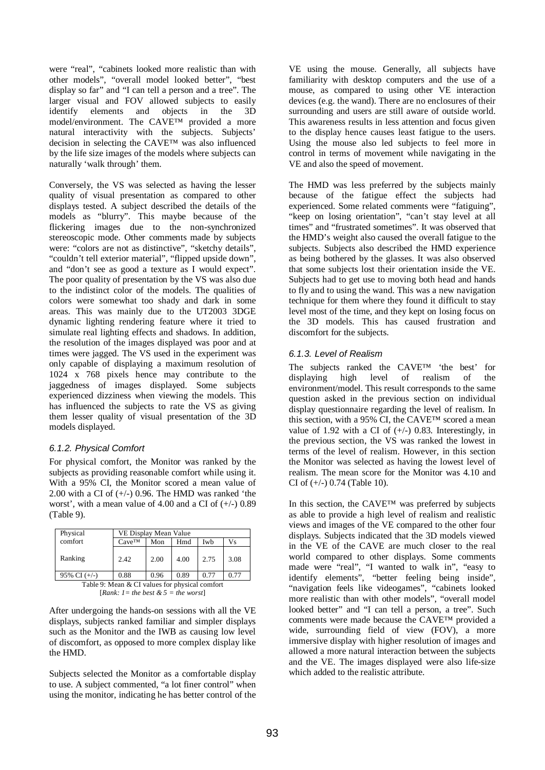were "real", "cabinets looked more realistic than with other models", "overall model looked better", "best display so far" and "I can tell a person and a tree". The larger visual and FOV allowed subjects to easily identify elements and objects in the 3D model/environment. The CAVE™ provided a more natural interactivity with the subjects. Subjects' decision in selecting the CAVE™ was also influenced by the life size images of the models where subjects can naturally 'walk through' them.

Conversely, the VS was selected as having the lesser quality of visual presentation as compared to other displays tested. A subject described the details of the models as "blurry". This maybe because of the flickering images due to the non-synchronized stereoscopic mode. Other comments made by subjects were: "colors are not as distinctive", "sketchy details", "couldn't tell exterior material", "flipped upside down", and "don't see as good a texture as I would expect". The poor quality of presentation by the VS was also due to the indistinct color of the models. The qualities of colors were somewhat too shady and dark in some areas. This was mainly due to the UT2003 3DGE dynamic lighting rendering feature where it tried to simulate real lighting effects and shadows. In addition, the resolution of the images displayed was poor and at times were jagged. The VS used in the experiment was only capable of displaying a maximum resolution of 1024 x 768 pixels hence may contribute to the jaggedness of images displayed. Some subjects experienced dizziness when viewing the models. This has influenced the subjects to rate the VS as giving them lesser quality of visual presentation of the 3D models displayed.

### 6.1.2. Physical Comfort

For physical comfort, the Monitor was ranked by the subjects as providing reasonable comfort while using it. With a 95% CI, the Monitor scored a mean value of 2.00 with a CI of (+/-) 0.96. The HMD was ranked 'the worst', with a mean value of 4.00 and a CI of (+/-) 0.89 (Table 9).

| Physical comfort | VE Display Mean Value | | | | |
|---|---|---|---|---|---|
| | Cave™ | Mon | Hmd | Iwb | Vs |
| Ranking | 2.42 | 2.00 | 4.00 | 2.75 | 3.08 |
| 95% CI (+/-) | 0.88 | 0.96 | 0.89 | 0.77 | 0.77 |

Table 9: Mean & CI values for physical comfort
[*Rank: 1= the best & 5 = the worst*]

After undergoing the hands-on sessions with all the VE displays, subjects ranked familiar and simpler displays such as the Monitor and the IWB as causing low level of discomfort, as opposed to more complex display like the HMD.

Subjects selected the Monitor as a comfortable display to use. A subject commented, "a lot finer control" when using the monitor, indicating he has better control of the VE using the mouse. Generally, all subjects have familiarity with desktop computers and the use of a mouse, as compared to using other VE interaction devices (e.g. the wand). There are no enclosures of their surrounding and users are still aware of outside world. This awareness results in less attention and focus given to the display hence causes least fatigue to the users. Using the mouse also led subjects to feel more in control in terms of movement while navigating in the VE and also the speed of movement.

The HMD was less preferred by the subjects mainly because of the fatigue effect the subjects had experienced. Some related comments were "fatiguing", "keep on losing orientation", "can't stay level at all times" and "frustrated sometimes". It was observed that the HMD's weight also caused the overall fatigue to the subjects. Subjects also described the HMD experience as being bothered by the glasses. It was also observed that some subjects lost their orientation inside the VE. Subjects had to get use to moving both head and hands to fly and to using the wand. This was a new navigation technique for them where they found it difficult to stay level most of the time, and they kept on losing focus on the 3D models. This has caused frustration and discomfort for the subjects.

### 6.1.3. Level of Realism

The subjects ranked the CAVE™ 'the best' for displaying high level of realism of the environment/model. This result corresponds to the same question asked in the previous section on individual display questionnaire regarding the level of realism. In this section, with a 95% CI, the CAVE™ scored a mean value of 1.92 with a CI of (+/-) 0.83. Interestingly, in the previous section, the VS was ranked the lowest in terms of the level of realism. However, in this section the Monitor was selected as having the lowest level of realism. The mean score for the Monitor was 4.10 and CI of (+/-) 0.74 (Table 10).

In this section, the CAVE™ was preferred by subjects as able to provide a high level of realism and realistic views and images of the VE compared to the other four displays. Subjects indicated that the 3D models viewed in the VE of the CAVE are much closer to the real world compared to other displays. Some comments made were "real", "I wanted to walk in", "easy to identify elements", "better feeling being inside", "navigation feels like videogames", "cabinets looked more realistic than with other models", "overall model looked better" and "I can tell a person, a tree". Such comments were made because the CAVE™ provided a wide, surrounding field of view (FOV), a more immersive display with higher resolution of images and allowed a more natural interaction between the subjects and the VE. The images displayed were also life-size which added to the realistic attribute.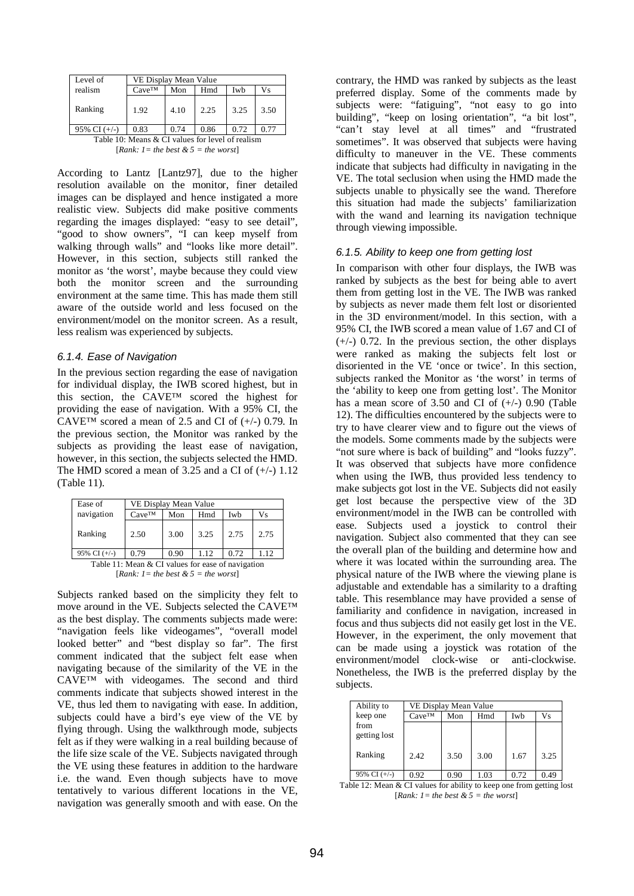| Level of realism | VE Display Mean Value | | | | |
|---|---|---|---|---|---|
| | Cave™ | Mon | Hmd | Iwb | Vs |
| Ranking | 1.92 | 4.10 | 2.25 | 3.25 | 3.50 |
| 95% CI (+/-) | 0.83 | 0.74 | 0.86 | 0.72 | 0.77 |

Table 10: Means & CI values for level of realism
[*Rank: 1= the best & 5 = the worst*]

According to Lantz [Lantz97], due to the higher resolution available on the monitor, finer detailed images can be displayed and hence instigated a more realistic view. Subjects did make positive comments regarding the images displayed: "easy to see detail", "good to show owners", "I can keep myself from walking through walls" and "looks like more detail". However, in this section, subjects still ranked the monitor as 'the worst', maybe because they could view both the monitor screen and the surrounding environment at the same time. This has made them still aware of the outside world and less focused on the environment/model on the monitor screen. As a result, less realism was experienced by subjects.

### *6.1.4. Ease of Navigation*

In the previous section regarding the ease of navigation for individual display, the IWB scored highest, but in this section, the CAVE™ scored the highest for providing the ease of navigation. With a 95% CI, the CAVE™ scored a mean of 2.5 and CI of (+/-) 0.79. In the previous section, the Monitor was ranked by the subjects as providing the least ease of navigation, however, in this section, the subjects selected the HMD. The HMD scored a mean of 3.25 and a CI of (+/-) 1.12 (Table 11).

| Ease of navigation | VE Display Mean Value | | | | |
|---|---|---|---|---|---|
| | Cave™ | Mon | Hmd | Iwb | Vs |
| Ranking | 2.50 | 3.00 | 3.25 | 2.75 | 2.75 |
| 95% CI (+/-) | 0.79 | 0.90 | 1.12 | 0.72 | 1.12 |

Table 11: Mean & CI values for ease of navigation
[*Rank: 1= the best & 5 = the worst*]

Subjects ranked based on the simplicity they felt to move around in the VE. Subjects selected the CAVE™ as the best display. The comments subjects made were: "navigation feels like videogames", "overall model looked better" and "best display so far". The first comment indicated that the subject felt ease when navigating because of the similarity of the VE in the CAVE™ with videogames. The second and third comments indicate that subjects showed interest in the VE, thus led them to navigating with ease. In addition, subjects could have a bird's eye view of the VE by flying through. Using the walkthrough mode, subjects felt as if they were walking in a real building because of the life size scale of the VE. Subjects navigated through the VE using these features in addition to the hardware i.e. the wand. Even though subjects have to move tentatively to various different locations in the VE, navigation was generally smooth and with ease. On the contrary, the HMD was ranked by subjects as the least preferred display. Some of the comments made by subjects were: "fatiguing", "not easy to go into building", "keep on losing orientation", "a bit lost", "can't stay level at all times" and "frustrated sometimes". It was observed that subjects were having difficulty to maneuver in the VE. These comments indicate that subjects had difficulty in navigating in the VE. The total seclusion when using the HMD made the subjects unable to physically see the wand. Therefore this situation had made the subjects' familiarization with the wand and learning its navigation technique through viewing impossible.

### *6.1.5. Ability to keep one from getting lost*

In comparison with other four displays, the IWB was ranked by subjects as the best for being able to avert them from getting lost in the VE. The IWB was ranked by subjects as never made them felt lost or disoriented in the 3D environment/model. In this section, with a 95% CI, the IWB scored a mean value of 1.67 and CI of (+/-) 0.72. In the previous section, the other displays were ranked as making the subjects felt lost or disoriented in the VE 'once or twice'. In this section, subjects ranked the Monitor as 'the worst' in terms of the 'ability to keep one from getting lost'. The Monitor has a mean score of 3.50 and CI of (+/-) 0.90 (Table 12). The difficulties encountered by the subjects were to try to have clearer view and to figure out the views of the models. Some comments made by the subjects were "not sure where is back of building" and "looks fuzzy". It was observed that subjects have more confidence when using the IWB, thus provided less tendency to make subjects got lost in the VE. Subjects did not easily get lost because the perspective view of the 3D environment/model in the IWB can be controlled with ease. Subjects used a joystick to control their navigation. Subject also commented that they can see the overall plan of the building and determine how and where it was located within the surrounding area. The physical nature of the IWB where the viewing plane is adjustable and extendable has a similarity to a drafting table. This resemblance may have provided a sense of familiarity and confidence in navigation, increased in focus and thus subjects did not easily get lost in the VE. However, in the experiment, the only movement that can be made using a joystick was rotation of the environment/model clock-wise or anti-clockwise. Nonetheless, the IWB is the preferred display by the subjects.

| Ability to keep one from getting lost | VE Display Mean Value | | | | |
|---|---|---|---|---|---|
| | Cave™ | Mon | Hmd | Iwb | Vs |
| Ranking | 2.42 | 3.50 | 3.00 | 1.67 | 3.25 |
| 95% CI (+/-) | 0.92 | 0.90 | 1.03 | 0.72 | 0.49 |

Table 12: Mean & CI values for ability to keep one from getting lost
[*Rank: 1= the best & 5 = the worst*]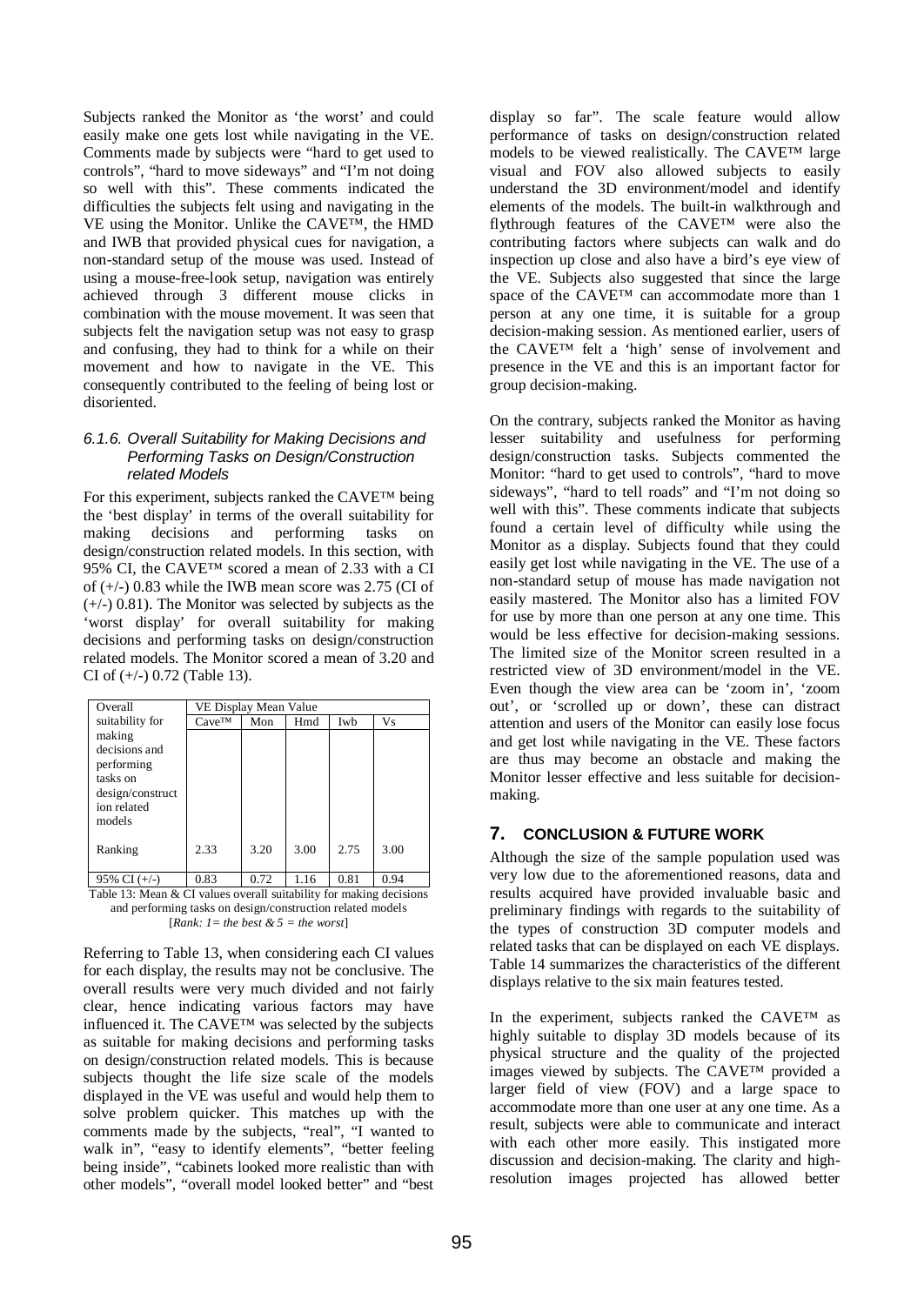Subjects ranked the Monitor as 'the worst' and could easily make one gets lost while navigating in the VE. Comments made by subjects were "hard to get used to controls", "hard to move sideways" and "I'm not doing so well with this". These comments indicated the difficulties the subjects felt using and navigating in the VE using the Monitor. Unlike the CAVE™, the HMD and IWB that provided physical cues for navigation, a non-standard setup of the mouse was used. Instead of using a mouse-free-look setup, navigation was entirely achieved through 3 different mouse clicks in combination with the mouse movement. It was seen that subjects felt the navigation setup was not easy to grasp and confusing, they had to think for a while on their movement and how to navigate in the VE. This consequently contributed to the feeling of being lost or disoriented.

#### *6.1.6. Overall Suitability for Making Decisions and Performing Tasks on Design/Construction related Models*

For this experiment, subjects ranked the CAVE™ being the 'best display' in terms of the overall suitability for making decisions and performing tasks on design/construction related models. In this section, with 95% CI, the CAVE™ scored a mean of 2.33 with a CI of (+/-) 0.83 while the IWB mean score was 2.75 (CI of (+/-) 0.81). The Monitor was selected by subjects as the 'worst display' for overall suitability for making decisions and performing tasks on design/construction related models. The Monitor scored a mean of 3.20 and CI of (+/-) 0.72 (Table 13).

| Overall suitability for making decisions and performing tasks on design/construction related models | VE Display Mean Value | | | | |
|---|---|---|---|---|---|
| | Cave™ | Mon | Hmd | Iwb | Vs |
| Ranking | 2.33 | 3.20 | 3.00 | 2.75 | 3.00 |
| 95% CI (+/-) | 0.83 | 0.72 | 1.16 | 0.81 | 0.94 |

Table 13: Mean & CI values overall suitability for making decisions and performing tasks on design/construction related models [*Rank: 1= the best & 5 = the worst*]

Referring to Table 13, when considering each CI values for each display, the results may not be conclusive. The overall results were very much divided and not fairly clear, hence indicating various factors may have influenced it. The CAVE™ was selected by the subjects as suitable for making decisions and performing tasks on design/construction related models. This is because subjects thought the life size scale of the models displayed in the VE was useful and would help them to solve problem quicker. This matches up with the comments made by the subjects, "real", "I wanted to walk in", "easy to identify elements", "better feeling being inside", "cabinets looked more realistic than with other models", "overall model looked better" and "best display so far". The scale feature would allow performance of tasks on design/construction related models to be viewed realistically. The CAVE™ large visual and FOV also allowed subjects to easily understand the 3D environment/model and identify elements of the models. The built-in walkthrough and flythrough features of the CAVE™ were also the contributing factors where subjects can walk and do inspection up close and also have a bird's eye view of the VE. Subjects also suggested that since the large space of the CAVE™ can accommodate more than 1 person at any one time, it is suitable for a group decision-making session. As mentioned earlier, users of the CAVE™ felt a 'high' sense of involvement and presence in the VE and this is an important factor for group decision-making.

On the contrary, subjects ranked the Monitor as having lesser suitability and usefulness for performing design/construction tasks. Subjects commented the Monitor: "hard to get used to controls", "hard to move sideways", "hard to tell roads" and "I'm not doing so well with this". These comments indicate that subjects found a certain level of difficulty while using the Monitor as a display. Subjects found that they could easily get lost while navigating in the VE. The use of a non-standard setup of mouse has made navigation not easily mastered. The Monitor also has a limited FOV for use by more than one person at any one time. This would be less effective for decision-making sessions. The limited size of the Monitor screen resulted in a restricted view of 3D environment/model in the VE. Even though the view area can be 'zoom in', 'zoom out', or 'scrolled up or down', these can distract attention and users of the Monitor can easily lose focus and get lost while navigating in the VE. These factors are thus may become an obstacle and making the Monitor lesser effective and less suitable for decision-making.

## 7. CONCLUSION & FUTURE WORK

Although the size of the sample population used was very low due to the aforementioned reasons, data and results acquired have provided invaluable basic and preliminary findings with regards to the suitability of the types of construction 3D computer models and related tasks that can be displayed on each VE displays. Table 14 summarizes the characteristics of the different displays relative to the six main features tested.

In the experiment, subjects ranked the CAVE™ as highly suitable to display 3D models because of its physical structure and the quality of the projected images viewed by subjects. The CAVE™ provided a larger field of view (FOV) and a large space to accommodate more than one user at any one time. As a result, subjects were able to communicate and interact with each other more easily. This instigated more discussion and decision-making. The clarity and high-resolution images projected has allowed better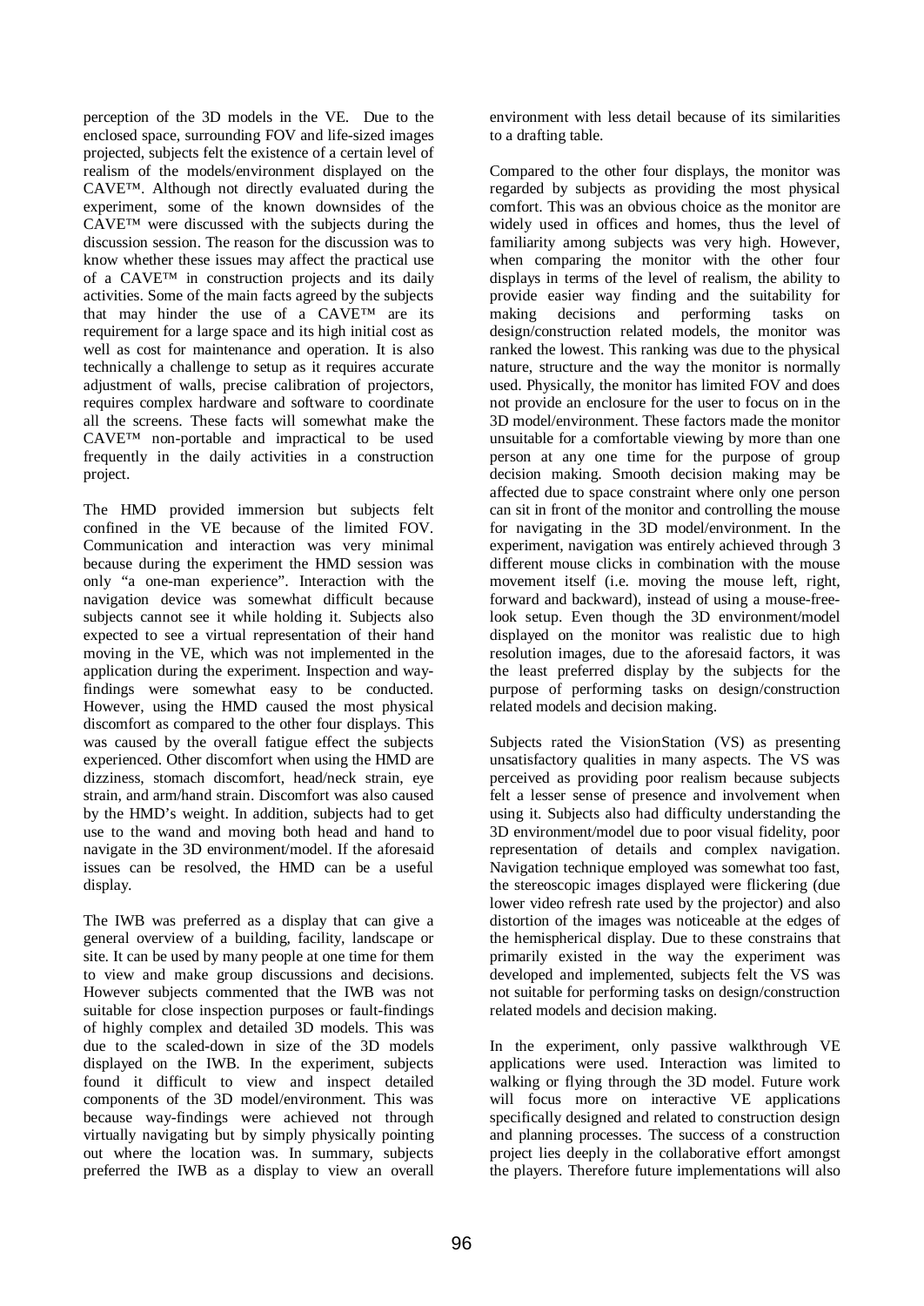perception of the 3D models in the VE. Due to the enclosed space, surrounding FOV and life-sized images projected, subjects felt the existence of a certain level of realism of the models/environment displayed on the CAVE™. Although not directly evaluated during the experiment, some of the known downsides of the CAVE™ were discussed with the subjects during the discussion session. The reason for the discussion was to know whether these issues may affect the practical use of a CAVE™ in construction projects and its daily activities. Some of the main facts agreed by the subjects that may hinder the use of a CAVE™ are its requirement for a large space and its high initial cost as well as cost for maintenance and operation. It is also technically a challenge to setup as it requires accurate adjustment of walls, precise calibration of projectors, requires complex hardware and software to coordinate all the screens. These facts will somewhat make the CAVE™ non-portable and impractical to be used frequently in the daily activities in a construction project.

The HMD provided immersion but subjects felt confined in the VE because of the limited FOV. Communication and interaction was very minimal because during the experiment the HMD session was only "a one-man experience". Interaction with the navigation device was somewhat difficult because subjects cannot see it while holding it. Subjects also expected to see a virtual representation of their hand moving in the VE, which was not implemented in the application during the experiment. Inspection and way-findings were somewhat easy to be conducted. However, using the HMD caused the most physical discomfort as compared to the other four displays. This was caused by the overall fatigue effect the subjects experienced. Other discomfort when using the HMD are dizziness, stomach discomfort, head/neck strain, eye strain, and arm/hand strain. Discomfort was also caused by the HMD's weight. In addition, subjects had to get use to the wand and moving both head and hand to navigate in the 3D environment/model. If the aforesaid issues can be resolved, the HMD can be a useful display.

The IWB was preferred as a display that can give a general overview of a building, facility, landscape or site. It can be used by many people at one time for them to view and make group discussions and decisions. However subjects commented that the IWB was not suitable for close inspection purposes or fault-findings of highly complex and detailed 3D models. This was due to the scaled-down in size of the 3D models displayed on the IWB. In the experiment, subjects found it difficult to view and inspect detailed components of the 3D model/environment. This was because way-findings were achieved not through virtually navigating but by simply physically pointing out where the location was. In summary, subjects preferred the IWB as a display to view an overall environment with less detail because of its similarities to a drafting table.

Compared to the other four displays, the monitor was regarded by subjects as providing the most physical comfort. This was an obvious choice as the monitor are widely used in offices and homes, thus the level of familiarity among subjects was very high. However, when comparing the monitor with the other four displays in terms of the level of realism, the ability to provide easier way finding and the suitability for making decisions and performing tasks on design/construction related models, the monitor was ranked the lowest. This ranking was due to the physical nature, structure and the way the monitor is normally used. Physically, the monitor has limited FOV and does not provide an enclosure for the user to focus on in the 3D model/environment. These factors made the monitor unsuitable for a comfortable viewing by more than one person at any one time for the purpose of group decision making. Smooth decision making may be affected due to space constraint where only one person can sit in front of the monitor and controlling the mouse for navigating in the 3D model/environment. In the experiment, navigation was entirely achieved through 3 different mouse clicks in combination with the mouse movement itself (i.e. moving the mouse left, right, forward and backward), instead of using a mouse-free-look setup. Even though the 3D environment/model displayed on the monitor was realistic due to high resolution images, due to the aforesaid factors, it was the least preferred display by the subjects for the purpose of performing tasks on design/construction related models and decision making.

Subjects rated the VisionStation (VS) as presenting unsatisfactory qualities in many aspects. The VS was perceived as providing poor realism because subjects felt a lesser sense of presence and involvement when using it. Subjects also had difficulty understanding the 3D environment/model due to poor visual fidelity, poor representation of details and complex navigation. Navigation technique employed was somewhat too fast, the stereoscopic images displayed were flickering (due lower video refresh rate used by the projector) and also distortion of the images was noticeable at the edges of the hemispherical display. Due to these constrains that primarily existed in the way the experiment was developed and implemented, subjects felt the VS was not suitable for performing tasks on design/construction related models and decision making.

In the experiment, only passive walkthrough VE applications were used. Interaction was limited to walking or flying through the 3D model. Future work will focus more on interactive VE applications specifically designed and related to construction design and planning processes. The success of a construction project lies deeply in the collaborative effort amongst the players. Therefore future implementations will also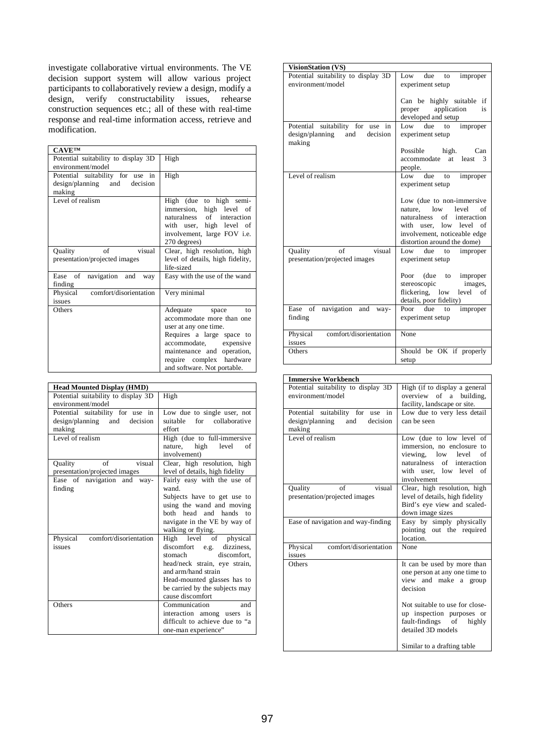investigate collaborative virtual environments. The VE decision support system will allow various project participants to collaboratively review a design, modify a design, verify constructability issues, rehearse construction sequences etc.; all of these with real-time response and real-time information access, retrieve and modification.

| **CAVE™** | |
|---|---|
| Potential suitability to display 3D environment/model | High |
| Potential suitability for use in design/planning and decision making | High |
| Level of realism | High (due to high semi-immersion, high level of naturalness of interaction with user, high level of involvement, large FOV i.e. 270 degrees) |
| Quality of visual presentation/projected images | Clear, high resolution, high level of details, high fidelity, life-sized |
| Ease of navigation and way finding | Easy with the use of the wand |
| Physical comfort/disorientation issues | Very minimal |
| Others | Adequate space to accommodate more than one user at any one time.<br>Requires a large space to accommodate, expensive maintenance and operation, require complex hardware and software. Not portable. |

| **Head Mounted Display (HMD)** | |
|---|---|
| Potential suitability to display 3D environment/model | High |
| Potential suitability for use in design/planning and decision making | Low due to single user, not suitable for collaborative effort |
| Level of realism | High (due to full-immersive nature, high level of involvement) |
| Quality of visual presentation/projected images | Clear, high resolution, high level of details, high fidelity |
| Ease of navigation and way-finding | Fairly easy with the use of wand.<br>Subjects have to get use to using the wand and moving both head and hands to navigate in the VE by way of walking or flying. |
| Physical comfort/disorientation issues | High level of physical discomfort e.g. dizziness, stomach discomfort, head/neck strain, eye strain, and arm/hand strain<br>Head-mounted glasses has to be carried by the subjects may cause discomfort |
| Others | Communication and interaction among users is difficult to achieve due to "a one-man experience" |

| **VisionStation (VS)** | |
|---|---|
| Potential suitability to display 3D environment/model | Low due to improper experiment setup<br><br>Can be highly suitable if proper application is developed and setup |
| Potential suitability for use in design/planning and decision making | Low due to improper experiment setup<br><br>Possible high. Can accommodate at least 3 people. |
| Level of realism | Low due to improper experiment setup<br><br>Low (due to non-immersive nature, low level of naturalness of interaction with user, low level of involvement, noticeable edge distortion around the dome) |
| Quality of visual presentation/projected images | Low due to improper experiment setup<br><br>Poor (due to improper stereoscopic images, flickering, low level of details, poor fidelity) |
| Ease of navigation and way-finding | Poor due to improper experiment setup |
| Physical comfort/disorientation issues | None |
| Others | Should be OK if properly setup |

| **Immersive Workbench** | |
|---|---|
| Potential suitability to display 3D environment/model | High (if to display a general overview of a building, facility, landscape or site. |
| Potential suitability for use in design/planning and decision making | Low due to very less detail can be seen |
| Level of realism | Low (due to low level of immersion, no enclosure to viewing, low level of naturalness of interaction with user, low level of involvement |
| Quality of visual presentation/projected images | Clear, high resolution, high level of details, high fidelity<br>Bird's eye view and scaled-down image sizes |
| Ease of navigation and way-finding | Easy by simply physically pointing out the required location. |
| Physical comfort/disorientation issues | None |
| Others | It can be used by more than one person at any one time to view and make a group decision<br><br>Not suitable to use for close-up inspection purposes or fault-findings of highly detailed 3D models<br><br>Similar to a drafting table |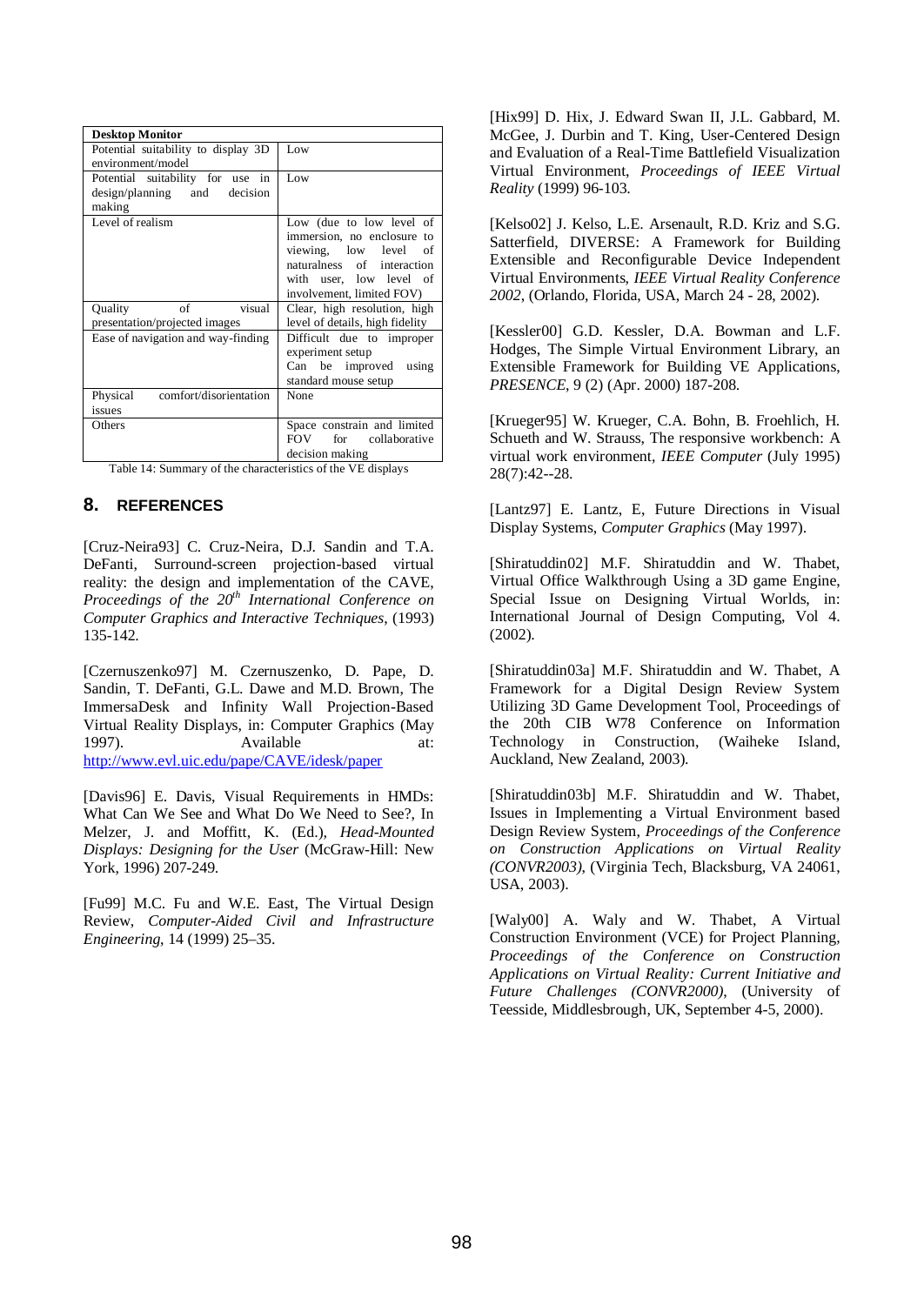| **Desktop Monitor** | |
|---|---|
| Potential suitability to display 3D environment/model | Low |
| Potential suitability for use in design/planning and decision making | Low |
| Level of realism | Low (due to low level of immersion, no enclosure to viewing, low level of naturalness of interaction with user, low level of involvement, limited FOV) |
| Quality of visual presentation/projected images | Clear, high resolution, high level of details, high fidelity |
| Ease of navigation and way-finding | Difficult due to improper experiment setup<br>Can be improved using standard mouse setup |
| Physical comfort/disorientation issues | None |
| Others | Space constrain and limited FOV for collaborative decision making |

Table 14: Summary of the characteristics of the VE displays

## 8. REFERENCES

[Cruz-Neira93] C. Cruz-Neira, D.J. Sandin and T.A. DeFanti, Surround-screen projection-based virtual reality: the design and implementation of the CAVE, *Proceedings of the 20th International Conference on Computer Graphics and Interactive Techniques*, (1993) 135-142.

[Czernuszenko97] M. Czernuszenko, D. Pape, D. Sandin, T. DeFanti, G.L. Dawe and M.D. Brown, The ImmersaDesk and Infinity Wall Projection-Based Virtual Reality Displays, in: Computer Graphics (May 1997). Available at: http://www.evl.uic.edu/pape/CAVE/idesk/paper

[Davis96] E. Davis, Visual Requirements in HMDs: What Can We See and What Do We Need to See?, In Melzer, J. and Moffitt, K. (Ed.), *Head-Mounted Displays: Designing for the User* (McGraw-Hill: New York, 1996) 207-249.

[Fu99] M.C. Fu and W.E. East, The Virtual Design Review, *Computer-Aided Civil and Infrastructure Engineering*, 14 (1999) 25–35.

[Hix99] D. Hix, J. Edward Swan II, J.L. Gabbard, M. McGee, J. Durbin and T. King, User-Centered Design and Evaluation of a Real-Time Battlefield Visualization Virtual Environment, *Proceedings of IEEE Virtual Reality* (1999) 96-103.

[Kelso02] J. Kelso, L.E. Arsenault, R.D. Kriz and S.G. Satterfield, DIVERSE: A Framework for Building Extensible and Reconfigurable Device Independent Virtual Environments, *IEEE Virtual Reality Conference 2002*, (Orlando, Florida, USA, March 24 - 28, 2002).

[Kessler00] G.D. Kessler, D.A. Bowman and L.F. Hodges, The Simple Virtual Environment Library, an Extensible Framework for Building VE Applications, *PRESENCE*, 9 (2) (Apr. 2000) 187-208.

[Krueger95] W. Krueger, C.A. Bohn, B. Froehlich, H. Schueth and W. Strauss, The responsive workbench: A virtual work environment, *IEEE Computer* (July 1995) 28(7):42--28.

[Lantz97] E. Lantz, E, Future Directions in Visual Display Systems, *Computer Graphics* (May 1997).

[Shiratuddin02] M.F. Shiratuddin and W. Thabet, Virtual Office Walkthrough Using a 3D game Engine, Special Issue on Designing Virtual Worlds, in: International Journal of Design Computing, Vol 4. (2002).

[Shiratuddin03a] M.F. Shiratuddin and W. Thabet, A Framework for a Digital Design Review System Utilizing 3D Game Development Tool, Proceedings of the 20th CIB W78 Conference on Information Technology in Construction, (Waiheke Island, Auckland, New Zealand, 2003).

[Shiratuddin03b] M.F. Shiratuddin and W. Thabet, Issues in Implementing a Virtual Environment based Design Review System, *Proceedings of the Conference on Construction Applications on Virtual Reality (CONVR2003)*, (Virginia Tech, Blacksburg, VA 24061, USA, 2003).

[Waly00] A. Waly and W. Thabet, A Virtual Construction Environment (VCE) for Project Planning, *Proceedings of the Conference on Construction Applications on Virtual Reality: Current Initiative and Future Challenges (CONVR2000)*, (University of Teesside, Middlesbrough, UK, September 4-5, 2000).